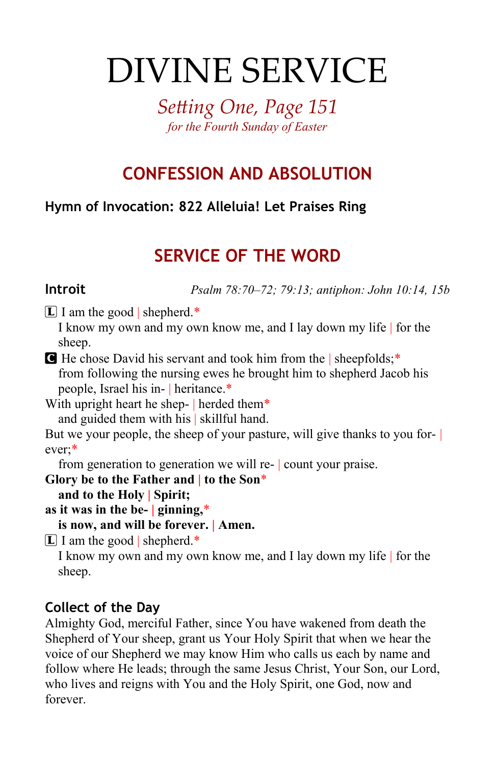# DIVINE SERVICE

*Setting One, Page 151*
*for the Fourth Sunday of Easter*

## CONFESSION AND ABSOLUTION

**Hymn of Invocation: 822 Alleluia! Let Praises Ring**

## SERVICE OF THE WORD

**Introit** *Psalm 78:70–72; 79:13; antiphon: John 10:14, 15b*

L I am the good | shepherd.*
I know my own and my own know me, and I lay down my life | for the sheep.

C He chose David his servant and took him from the | sheepfolds;*
from following the nursing ewes he brought him to shepherd Jacob his people, Israel his in- | heritance.*
With upright heart he shep- | herded them*
and guided them with his | skillful hand.
But we your people, the sheep of your pasture, will give thanks to you for- | ever;*
from generation to generation we will re- | count your praise.
**Glory be to the Father and | to the Son***
**and to the Holy | Spirit;**
**as it was in the be- | ginning,***
**is now, and will be forever. | Amen.**

L I am the good | shepherd.*
I know my own and my own know me, and I lay down my life | for the sheep.

**Collect of the Day**

Almighty God, merciful Father, since You have wakened from death the Shepherd of Your sheep, grant us Your Holy Spirit that when we hear the voice of our Shepherd we may know Him who calls us each by name and follow where He leads; through the same Jesus Christ, Your Son, our Lord, who lives and reigns with You and the Holy Spirit, one God, now and forever.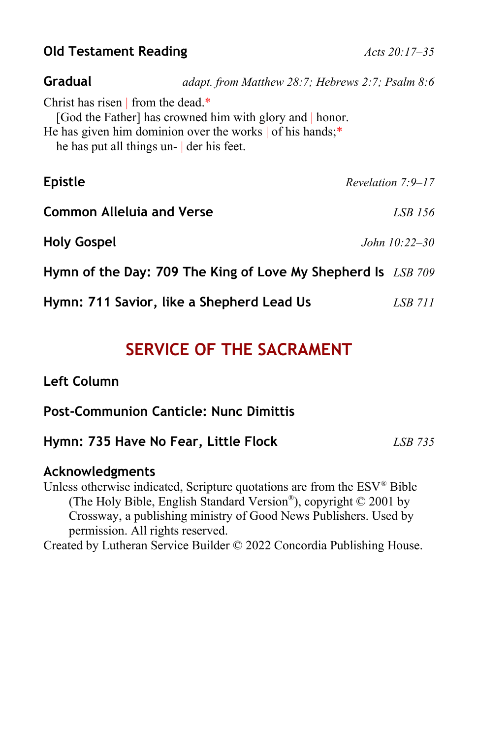**Old Testament Reading** *Acts 20:17–35*

**Gradual** *adapt. from Matthew 28:7; Hebrews 2:7; Psalm 8:6*

Christ has risen | from the dead.*
[God the Father] has crowned him with glory and | honor.
He has given him dominion over the works | of his hands;*
he has put all things un- | der his feet.

**Epistle** *Revelation 7:9–17*

**Common Alleluia and Verse** *LSB 156*

**Holy Gospel** *John 10:22–30*

**Hymn of the Day: 709 The King of Love My Shepherd Is** *LSB 709*

**Hymn: 711 Savior, like a Shepherd Lead Us** *LSB 711*

## SERVICE OF THE SACRAMENT

**Left Column**

**Post-Communion Canticle: Nunc Dimittis**

**Hymn: 735 Have No Fear, Little Flock** *LSB 735*

**Acknowledgments**

Unless otherwise indicated, Scripture quotations are from the ESV® Bible (The Holy Bible, English Standard Version®), copyright © 2001 by Crossway, a publishing ministry of Good News Publishers. Used by permission. All rights reserved.

Created by Lutheran Service Builder © 2022 Concordia Publishing House.